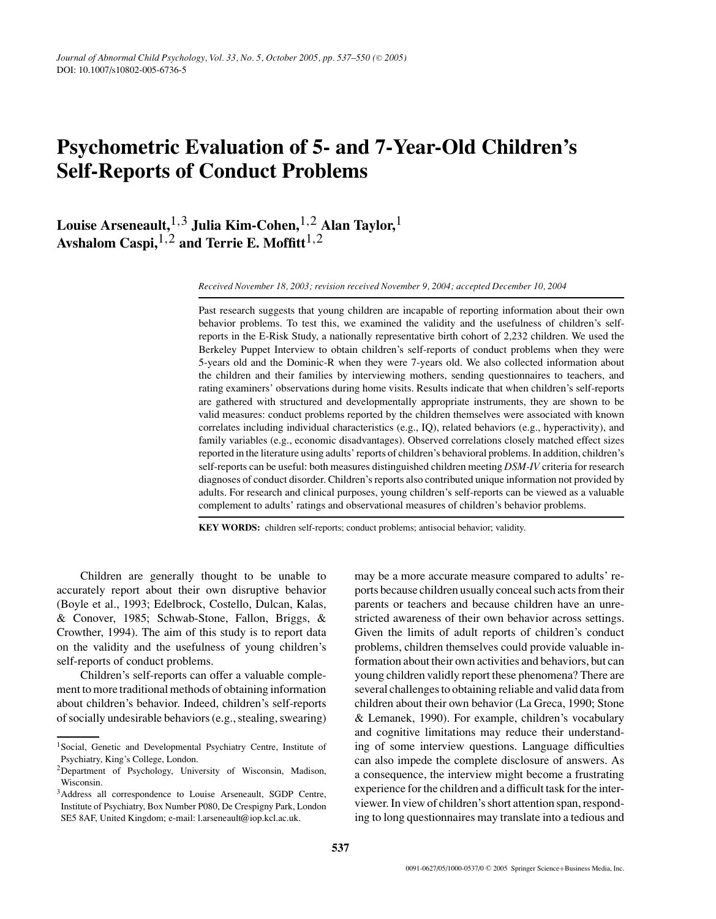# Psychometric Evaluation of 5- and 7-Year-Old Children's Self-Reports of Conduct Problems

**Louise Arseneault,[1,3] Julia Kim-Cohen,[1,2] Alan Taylor,[1] Avshalom Caspi,[1,2] and Terrie E. Moffitt[1,2]**

*Received November 18, 2003; revision received November 9, 2004; accepted December 10, 2004*

Past research suggests that young children are incapable of reporting information about their own behavior problems. To test this, we examined the validity and the usefulness of children's self-reports in the E-Risk Study, a nationally representative birth cohort of 2,232 children. We used the Berkeley Puppet Interview to obtain children's self-reports of conduct problems when they were 5-years old and the Dominic-R when they were 7-years old. We also collected information about the children and their families by interviewing mothers, sending questionnaires to teachers, and rating examiners' observations during home visits. Results indicate that when children's self-reports are gathered with structured and developmentally appropriate instruments, they are shown to be valid measures: conduct problems reported by the children themselves were associated with known correlates including individual characteristics (e.g., IQ), related behaviors (e.g., hyperactivity), and family variables (e.g., economic disadvantages). Observed correlations closely matched effect sizes reported in the literature using adults' reports of children's behavioral problems. In addition, children's self-reports can be useful: both measures distinguished children meeting *DSM-IV* criteria for research diagnoses of conduct disorder. Children's reports also contributed unique information not provided by adults. For research and clinical purposes, young children's self-reports can be viewed as a valuable complement to adults' ratings and observational measures of children's behavior problems.

**KEY WORDS:** children self-reports; conduct problems; antisocial behavior; validity.

Children are generally thought to be unable to accurately report about their own disruptive behavior (Boyle et al., 1993; Edelbrock, Costello, Dulcan, Kalas, & Conover, 1985; Schwab-Stone, Fallon, Briggs, & Crowther, 1994). The aim of this study is to report data on the validity and the usefulness of young children's self-reports of conduct problems.

Children's self-reports can offer a valuable complement to more traditional methods of obtaining information about children's behavior. Indeed, children's self-reports of socially undesirable behaviors (e.g., stealing, swearing) may be a more accurate measure compared to adults' reports because children usually conceal such acts from their parents or teachers and because children have an unrestricted awareness of their own behavior across settings. Given the limits of adult reports of children's conduct problems, children themselves could provide valuable information about their own activities and behaviors, but can young children validly report these phenomena? There are several challenges to obtaining reliable and valid data from children about their own behavior (La Greca, 1990; Stone & Lemanek, 1990). For example, children's vocabulary and cognitive limitations may reduce their understanding of some interview questions. Language difficulties can also impede the complete disclosure of answers. As a consequence, the interview might become a frustrating experience for the children and a difficult task for the interviewer. In view of children's short attention span, responding to long questionnaires may translate into a tedious and

---

[1] Social, Genetic and Developmental Psychiatry Centre, Institute of Psychiatry, King's College, London.

[2] Department of Psychology, University of Wisconsin, Madison, Wisconsin.

[3] Address all correspondence to Louise Arseneault, SGDP Centre, Institute of Psychiatry, Box Number P080, De Crespigny Park, London SE5 8AF, United Kingdom; e-mail: l.arseneault@iop.kcl.ac.uk.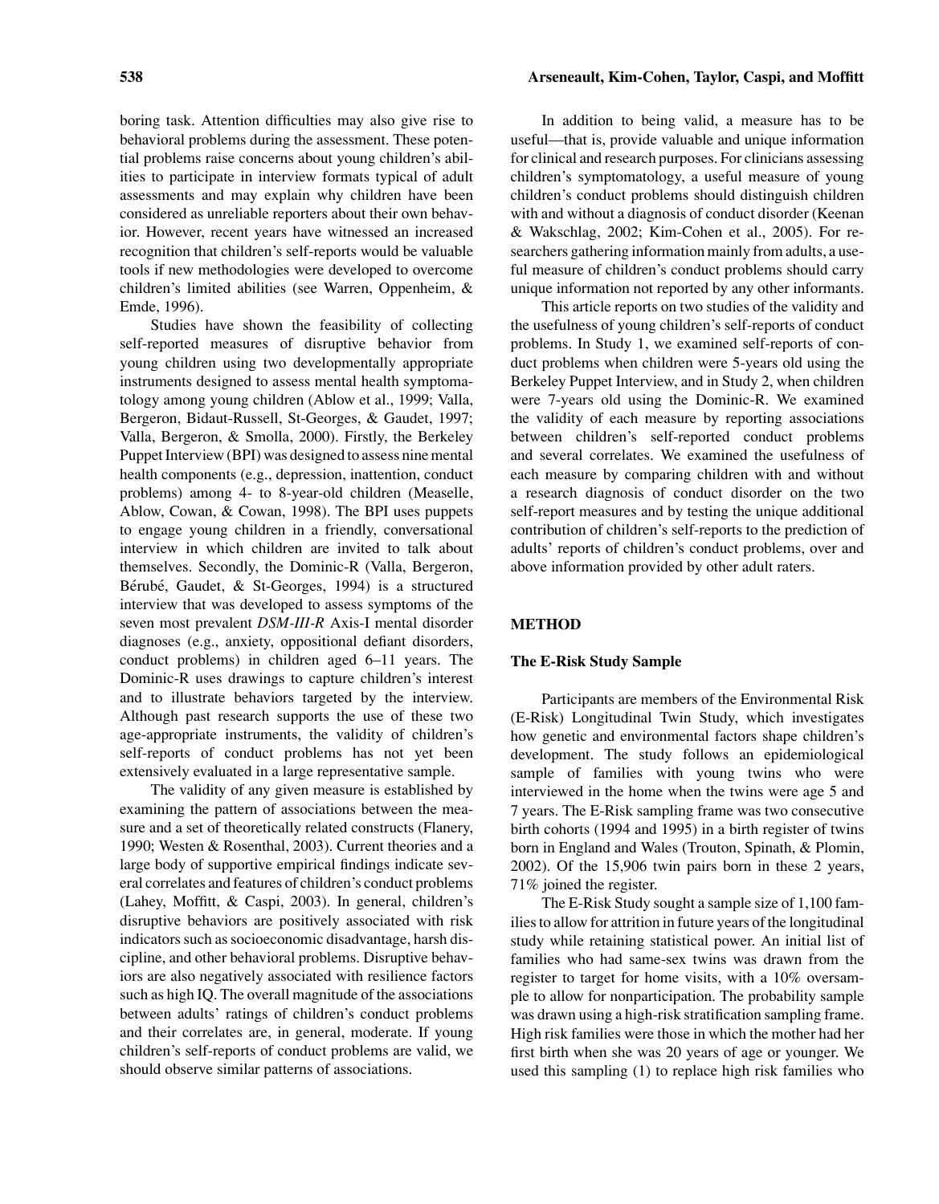boring task. Attention difficulties may also give rise to behavioral problems during the assessment. These potential problems raise concerns about young children's abilities to participate in interview formats typical of adult assessments and may explain why children have been considered as unreliable reporters about their own behavior. However, recent years have witnessed an increased recognition that children's self-reports would be valuable tools if new methodologies were developed to overcome children's limited abilities (see Warren, Oppenheim, & Emde, 1996).

Studies have shown the feasibility of collecting self-reported measures of disruptive behavior from young children using two developmentally appropriate instruments designed to assess mental health symptomatology among young children (Ablow et al., 1999; Valla, Bergeron, Bidaut-Russell, St-Georges, & Gaudet, 1997; Valla, Bergeron, & Smolla, 2000). Firstly, the Berkeley Puppet Interview (BPI) was designed to assess nine mental health components (e.g., depression, inattention, conduct problems) among 4- to 8-year-old children (Measelle, Ablow, Cowan, & Cowan, 1998). The BPI uses puppets to engage young children in a friendly, conversational interview in which children are invited to talk about themselves. Secondly, the Dominic-R (Valla, Bergeron, Bérubé, Gaudet, & St-Georges, 1994) is a structured interview that was developed to assess symptoms of the seven most prevalent *DSM-III-R* Axis-I mental disorder diagnoses (e.g., anxiety, oppositional defiant disorders, conduct problems) in children aged 6–11 years. The Dominic-R uses drawings to capture children's interest and to illustrate behaviors targeted by the interview. Although past research supports the use of these two age-appropriate instruments, the validity of children's self-reports of conduct problems has not yet been extensively evaluated in a large representative sample.

The validity of any given measure is established by examining the pattern of associations between the measure and a set of theoretically related constructs (Flanery, 1990; Westen & Rosenthal, 2003). Current theories and a large body of supportive empirical findings indicate several correlates and features of children's conduct problems (Lahey, Moffitt, & Caspi, 2003). In general, children's disruptive behaviors are positively associated with risk indicators such as socioeconomic disadvantage, harsh discipline, and other behavioral problems. Disruptive behaviors are also negatively associated with resilience factors such as high IQ. The overall magnitude of the associations between adults' ratings of children's conduct problems and their correlates are, in general, moderate. If young children's self-reports of conduct problems are valid, we should observe similar patterns of associations.

In addition to being valid, a measure has to be useful—that is, provide valuable and unique information for clinical and research purposes. For clinicians assessing children's symptomatology, a useful measure of young children's conduct problems should distinguish children with and without a diagnosis of conduct disorder (Keenan & Wakschlag, 2002; Kim-Cohen et al., 2005). For researchers gathering information mainly from adults, a useful measure of children's conduct problems should carry unique information not reported by any other informants.

This article reports on two studies of the validity and the usefulness of young children's self-reports of conduct problems. In Study 1, we examined self-reports of conduct problems when children were 5-years old using the Berkeley Puppet Interview, and in Study 2, when children were 7-years old using the Dominic-R. We examined the validity of each measure by reporting associations between children's self-reported conduct problems and several correlates. We examined the usefulness of each measure by comparing children with and without a research diagnosis of conduct disorder on the two self-report measures and by testing the unique additional contribution of children's self-reports to the prediction of adults' reports of children's conduct problems, over and above information provided by other adult raters.

## METHOD

### The E-Risk Study Sample

Participants are members of the Environmental Risk (E-Risk) Longitudinal Twin Study, which investigates how genetic and environmental factors shape children's development. The study follows an epidemiological sample of families with young twins who were interviewed in the home when the twins were age 5 and 7 years. The E-Risk sampling frame was two consecutive birth cohorts (1994 and 1995) in a birth register of twins born in England and Wales (Trouton, Spinath, & Plomin, 2002). Of the 15,906 twin pairs born in these 2 years, 71% joined the register.

The E-Risk Study sought a sample size of 1,100 families to allow for attrition in future years of the longitudinal study while retaining statistical power. An initial list of families who had same-sex twins was drawn from the register to target for home visits, with a 10% oversample to allow for nonparticipation. The probability sample was drawn using a high-risk stratification sampling frame. High risk families were those in which the mother had her first birth when she was 20 years of age or younger. We used this sampling (1) to replace high risk families who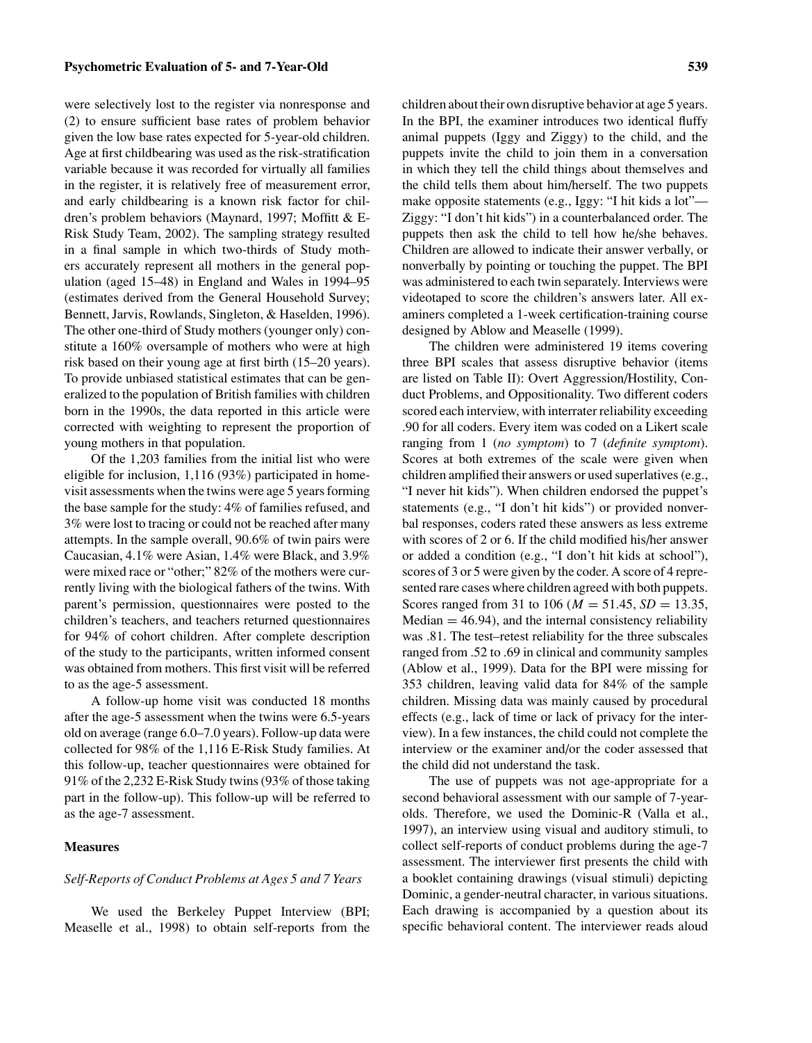were selectively lost to the register via nonresponse and (2) to ensure sufficient base rates of problem behavior given the low base rates expected for 5-year-old children. Age at first childbearing was used as the risk-stratification variable because it was recorded for virtually all families in the register, it is relatively free of measurement error, and early childbearing is a known risk factor for children's problem behaviors (Maynard, 1997; Moffitt & E-Risk Study Team, 2002). The sampling strategy resulted in a final sample in which two-thirds of Study mothers accurately represent all mothers in the general population (aged 15–48) in England and Wales in 1994–95 (estimates derived from the General Household Survey; Bennett, Jarvis, Rowlands, Singleton, & Haselden, 1996). The other one-third of Study mothers (younger only) constitute a 160% oversample of mothers who were at high risk based on their young age at first birth (15–20 years). To provide unbiased statistical estimates that can be generalized to the population of British families with children born in the 1990s, the data reported in this article were corrected with weighting to represent the proportion of young mothers in that population.

Of the 1,203 families from the initial list who were eligible for inclusion, 1,116 (93%) participated in home-visit assessments when the twins were age 5 years forming the base sample for the study: 4% of families refused, and 3% were lost to tracing or could not be reached after many attempts. In the sample overall, 90.6% of twin pairs were Caucasian, 4.1% were Asian, 1.4% were Black, and 3.9% were mixed race or "other;" 82% of the mothers were currently living with the biological fathers of the twins. With parent's permission, questionnaires were posted to the children's teachers, and teachers returned questionnaires for 94% of cohort children. After complete description of the study to the participants, written informed consent was obtained from mothers. This first visit will be referred to as the age-5 assessment.

A follow-up home visit was conducted 18 months after the age-5 assessment when the twins were 6.5-years old on average (range 6.0–7.0 years). Follow-up data were collected for 98% of the 1,116 E-Risk Study families. At this follow-up, teacher questionnaires were obtained for 91% of the 2,232 E-Risk Study twins (93% of those taking part in the follow-up). This follow-up will be referred to as the age-7 assessment.

## Measures

### *Self-Reports of Conduct Problems at Ages 5 and 7 Years*

We used the Berkeley Puppet Interview (BPI; Measelle et al., 1998) to obtain self-reports from the children about their own disruptive behavior at age 5 years. In the BPI, the examiner introduces two identical fluffy animal puppets (Iggy and Ziggy) to the child, and the puppets invite the child to join them in a conversation in which they tell the child things about themselves and the child tells them about him/herself. The two puppets make opposite statements (e.g., Iggy: "I hit kids a lot"—Ziggy: "I don't hit kids") in a counterbalanced order. The puppets then ask the child to tell how he/she behaves. Children are allowed to indicate their answer verbally, or nonverbally by pointing or touching the puppet. The BPI was administered to each twin separately. Interviews were videotaped to score the children's answers later. All examiners completed a 1-week certification-training course designed by Ablow and Measelle (1999).

The children were administered 19 items covering three BPI scales that assess disruptive behavior (items are listed on Table II): Overt Aggression/Hostility, Conduct Problems, and Oppositionality. Two different coders scored each interview, with interrater reliability exceeding .90 for all coders. Every item was coded on a Likert scale ranging from 1 (*no symptom*) to 7 (*definite symptom*). Scores at both extremes of the scale were given when children amplified their answers or used superlatives (e.g., "I never hit kids"). When children endorsed the puppet's statements (e.g., "I don't hit kids") or provided nonverbal responses, coders rated these answers as less extreme with scores of 2 or 6. If the child modified his/her answer or added a condition (e.g., "I don't hit kids at school"), scores of 3 or 5 were given by the coder. A score of 4 represented rare cases where children agreed with both puppets. Scores ranged from 31 to 106 ($M = 51.45$, $SD = 13.35$, Median $= 46.94$), and the internal consistency reliability was .81. The test–retest reliability for the three subscales ranged from .52 to .69 in clinical and community samples (Ablow et al., 1999). Data for the BPI were missing for 353 children, leaving valid data for 84% of the sample children. Missing data was mainly caused by procedural effects (e.g., lack of time or lack of privacy for the interview). In a few instances, the child could not complete the interview or the examiner and/or the coder assessed that the child did not understand the task.

The use of puppets was not age-appropriate for a second behavioral assessment with our sample of 7-year-olds. Therefore, we used the Dominic-R (Valla et al., 1997), an interview using visual and auditory stimuli, to collect self-reports of conduct problems during the age-7 assessment. The interviewer first presents the child with a booklet containing drawings (visual stimuli) depicting Dominic, a gender-neutral character, in various situations. Each drawing is accompanied by a question about its specific behavioral content. The interviewer reads aloud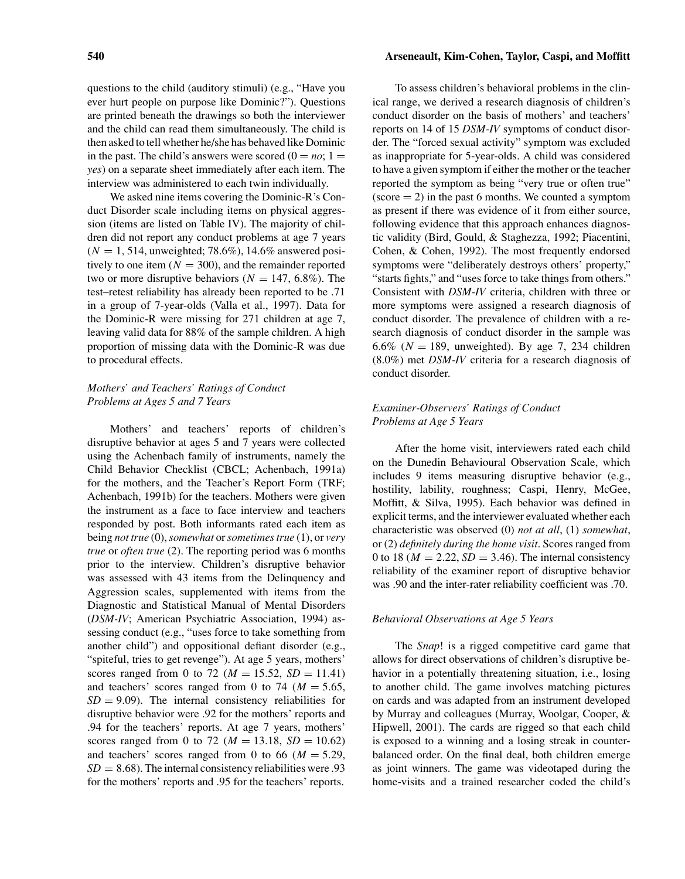questions to the child (auditory stimuli) (e.g., "Have you ever hurt people on purpose like Dominic?"). Questions are printed beneath the drawings so both the interviewer and the child can read them simultaneously. The child is then asked to tell whether he/she has behaved like Dominic in the past. The child's answers were scored ($0 =$ *no*; $1 =$ *yes*) on a separate sheet immediately after each item. The interview was administered to each twin individually.

We asked nine items covering the Dominic-R's Conduct Disorder scale including items on physical aggression (items are listed on Table IV). The majority of children did not report any conduct problems at age 7 years ($N = 1,514$, unweighted; 78.6%), 14.6% answered positively to one item ($N = 300$), and the remainder reported two or more disruptive behaviors ($N = 147$, 6.8%). The test–retest reliability has already been reported to be .71 in a group of 7-year-olds (Valla et al., 1997). Data for the Dominic-R were missing for 271 children at age 7, leaving valid data for 88% of the sample children. A high proportion of missing data with the Dominic-R was due to procedural effects.

### *Mothers' and Teachers' Ratings of Conduct Problems at Ages 5 and 7 Years*

Mothers' and teachers' reports of children's disruptive behavior at ages 5 and 7 years were collected using the Achenbach family of instruments, namely the Child Behavior Checklist (CBCL; Achenbach, 1991a) for the mothers, and the Teacher's Report Form (TRF; Achenbach, 1991b) for the teachers. Mothers were given the instrument as a face to face interview and teachers responded by post. Both informants rated each item as being *not true* (0), *somewhat* or *sometimes true* (1), or *very true* or *often true* (2). The reporting period was 6 months prior to the interview. Children's disruptive behavior was assessed with 43 items from the Delinquency and Aggression scales, supplemented with items from the Diagnostic and Statistical Manual of Mental Disorders (*DSM-IV*; American Psychiatric Association, 1994) assessing conduct (e.g., "uses force to take something from another child") and oppositional defiant disorder (e.g., "spiteful, tries to get revenge"). At age 5 years, mothers' scores ranged from 0 to 72 ($M = 15.52$, $SD = 11.41$) and teachers' scores ranged from 0 to 74 ($M = 5.65$, $SD = 9.09$). The internal consistency reliabilities for disruptive behavior were .92 for the mothers' reports and .94 for the teachers' reports. At age 7 years, mothers' scores ranged from 0 to 72 ($M = 13.18$, $SD = 10.62$) and teachers' scores ranged from 0 to 66 ($M = 5.29$, $SD = 8.68$). The internal consistency reliabilities were .93 for the mothers' reports and .95 for the teachers' reports.

To assess children's behavioral problems in the clinical range, we derived a research diagnosis of children's conduct disorder on the basis of mothers' and teachers' reports on 14 of 15 *DSM-IV* symptoms of conduct disorder. The "forced sexual activity" symptom was excluded as inappropriate for 5-year-olds. A child was considered to have a given symptom if either the mother or the teacher reported the symptom as being "very true or often true" (score $= 2$) in the past 6 months. We counted a symptom as present if there was evidence of it from either source, following evidence that this approach enhances diagnostic validity (Bird, Gould, & Staghezza, 1992; Piacentini, Cohen, & Cohen, 1992). The most frequently endorsed symptoms were "deliberately destroys others' property," "starts fights," and "uses force to take things from others." Consistent with *DSM-IV* criteria, children with three or more symptoms were assigned a research diagnosis of conduct disorder. The prevalence of children with a research diagnosis of conduct disorder in the sample was 6.6% ($N = 189$, unweighted). By age 7, 234 children (8.0%) met *DSM-IV* criteria for a research diagnosis of conduct disorder.

### *Examiner-Observers' Ratings of Conduct Problems at Age 5 Years*

After the home visit, interviewers rated each child on the Dunedin Behavioural Observation Scale, which includes 9 items measuring disruptive behavior (e.g., hostility, lability, roughness; Caspi, Henry, McGee, Moffitt, & Silva, 1995). Each behavior was defined in explicit terms, and the interviewer evaluated whether each characteristic was observed (0) *not at all*, (1) *somewhat*, or (2) *definitely during the home visit*. Scores ranged from 0 to 18 ($M = 2.22$, $SD = 3.46$). The internal consistency reliability of the examiner report of disruptive behavior was .90 and the inter-rater reliability coefficient was .70.

### *Behavioral Observations at Age 5 Years*

The *Snap*! is a rigged competitive card game that allows for direct observations of children's disruptive behavior in a potentially threatening situation, i.e., losing to another child. The game involves matching pictures on cards and was adapted from an instrument developed by Murray and colleagues (Murray, Woolgar, Cooper, & Hipwell, 2001). The cards are rigged so that each child is exposed to a winning and a losing streak in counterbalanced order. On the final deal, both children emerge as joint winners. The game was videotaped during the home-visits and a trained researcher coded the child's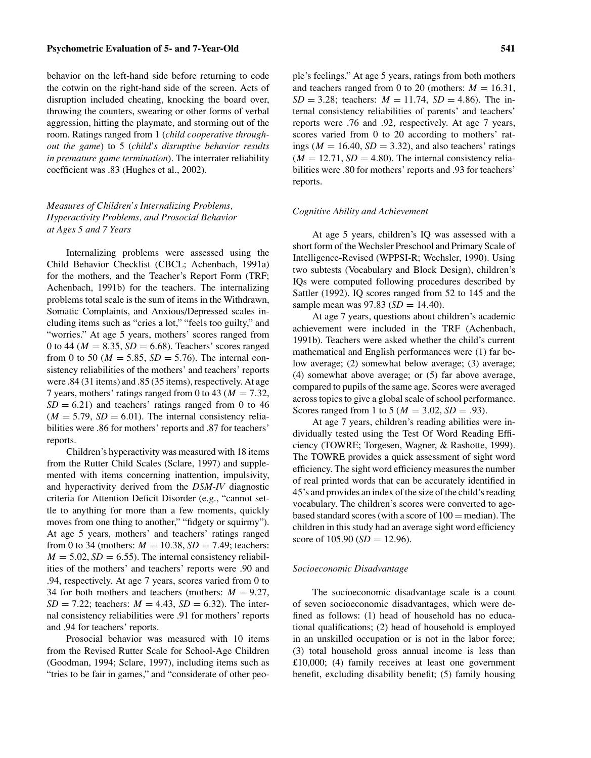behavior on the left-hand side before returning to code the cotwin on the right-hand side of the screen. Acts of disruption included cheating, knocking the board over, throwing the counters, swearing or other forms of verbal aggression, hitting the playmate, and storming out of the room. Ratings ranged from 1 (*child cooperative throughout the game*) to 5 (*child's disruptive behavior results in premature game termination*). The interrater reliability coefficient was .83 (Hughes et al., 2002).

### *Measures of Children's Internalizing Problems, Hyperactivity Problems, and Prosocial Behavior at Ages 5 and 7 Years*

Internalizing problems were assessed using the Child Behavior Checklist (CBCL; Achenbach, 1991a) for the mothers, and the Teacher's Report Form (TRF; Achenbach, 1991b) for the teachers. The internalizing problems total scale is the sum of items in the Withdrawn, Somatic Complaints, and Anxious/Depressed scales including items such as "cries a lot," "feels too guilty," and "worries." At age 5 years, mothers' scores ranged from 0 to 44 ($M = 8.35$, $SD = 6.68$). Teachers' scores ranged from 0 to 50 ($M = 5.85$, $SD = 5.76$). The internal consistency reliabilities of the mothers' and teachers' reports were .84 (31 items) and .85 (35 items), respectively. At age 7 years, mothers' ratings ranged from 0 to 43 ($M = 7.32$, $SD = 6.21$) and teachers' ratings ranged from 0 to 46 ($M = 5.79$, $SD = 6.01$). The internal consistency reliabilities were .86 for mothers' reports and .87 for teachers' reports.

Children's hyperactivity was measured with 18 items from the Rutter Child Scales (Sclare, 1997) and supplemented with items concerning inattention, impulsivity, and hyperactivity derived from the *DSM-IV* diagnostic criteria for Attention Deficit Disorder (e.g., "cannot settle to anything for more than a few moments, quickly moves from one thing to another," "fidgety or squirmy"). At age 5 years, mothers' and teachers' ratings ranged from 0 to 34 (mothers: $M = 10.38$, $SD = 7.49$; teachers: $M = 5.02$, $SD = 6.55$). The internal consistency reliabilities of the mothers' and teachers' reports were .90 and .94, respectively. At age 7 years, scores varied from 0 to 34 for both mothers and teachers (mothers: $M = 9.27$, $SD = 7.22$; teachers: $M = 4.43$, $SD = 6.32$). The internal consistency reliabilities were .91 for mothers' reports and .94 for teachers' reports.

Prosocial behavior was measured with 10 items from the Revised Rutter Scale for School-Age Children (Goodman, 1994; Sclare, 1997), including items such as "tries to be fair in games," and "considerate of other people's feelings." At age 5 years, ratings from both mothers and teachers ranged from 0 to 20 (mothers: $M = 16.31$, $SD = 3.28$; teachers: $M = 11.74$, $SD = 4.86$). The internal consistency reliabilities of parents' and teachers' reports were .76 and .92, respectively. At age 7 years, scores varied from 0 to 20 according to mothers' ratings ($M = 16.40$, $SD = 3.32$), and also teachers' ratings ($M = 12.71$, $SD = 4.80$). The internal consistency reliabilities were .80 for mothers' reports and .93 for teachers' reports.

### *Cognitive Ability and Achievement*

At age 5 years, children's IQ was assessed with a short form of the Wechsler Preschool and Primary Scale of Intelligence-Revised (WPPSI-R; Wechsler, 1990). Using two subtests (Vocabulary and Block Design), children's IQs were computed following procedures described by Sattler (1992). IQ scores ranged from 52 to 145 and the sample mean was 97.83 ($SD = 14.40$).

At age 7 years, questions about children's academic achievement were included in the TRF (Achenbach, 1991b). Teachers were asked whether the child's current mathematical and English performances were (1) far below average; (2) somewhat below average; (3) average; (4) somewhat above average; or (5) far above average, compared to pupils of the same age. Scores were averaged across topics to give a global scale of school performance. Scores ranged from 1 to 5 ($M = 3.02$, $SD = .93$).

At age 7 years, children's reading abilities were individually tested using the Test Of Word Reading Efficiency (TOWRE; Torgesen, Wagner, & Rashotte, 1999). The TOWRE provides a quick assessment of sight word efficiency. The sight word efficiency measures the number of real printed words that can be accurately identified in 45's and provides an index of the size of the child's reading vocabulary. The children's scores were converted to age-based standard scores (with a score of 100 = median). The children in this study had an average sight word efficiency score of 105.90 ($SD = 12.96$).

### *Socioeconomic Disadvantage*

The socioeconomic disadvantage scale is a count of seven socioeconomic disadvantages, which were defined as follows: (1) head of household has no educational qualifications; (2) head of household is employed in an unskilled occupation or is not in the labor force; (3) total household gross annual income is less than £10,000; (4) family receives at least one government benefit, excluding disability benefit; (5) family housing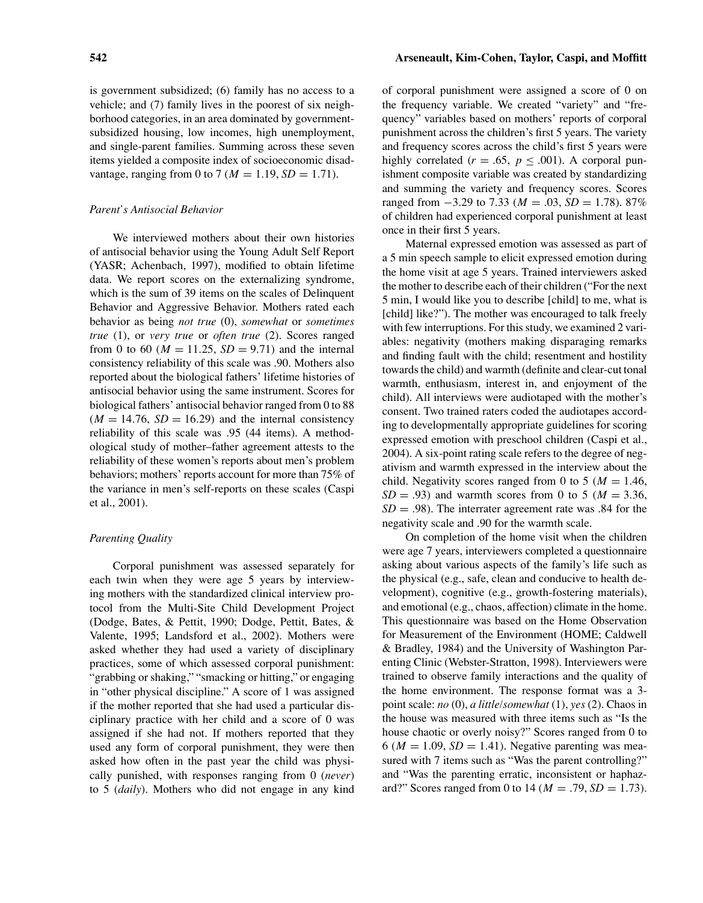is government subsidized; (6) family has no access to a vehicle; and (7) family lives in the poorest of six neighborhood categories, in an area dominated by government-subsidized housing, low incomes, high unemployment, and single-parent families. Summing across these seven items yielded a composite index of socioeconomic disadvantage, ranging from 0 to 7 ($M = 1.19$, $SD = 1.71$).

### *Parent's Antisocial Behavior*

We interviewed mothers about their own histories of antisocial behavior using the Young Adult Self Report (YASR; Achenbach, 1997), modified to obtain lifetime data. We report scores on the externalizing syndrome, which is the sum of 39 items on the scales of Delinquent Behavior and Aggressive Behavior. Mothers rated each behavior as being *not true* (0), *somewhat* or *sometimes true* (1), or *very true* or *often true* (2). Scores ranged from 0 to 60 ($M = 11.25$, $SD = 9.71$) and the internal consistency reliability of this scale was .90. Mothers also reported about the biological fathers' lifetime histories of antisocial behavior using the same instrument. Scores for biological fathers' antisocial behavior ranged from 0 to 88 ($M = 14.76$, $SD = 16.29$) and the internal consistency reliability of this scale was .95 (44 items). A methodological study of mother–father agreement attests to the reliability of these women's reports about men's problem behaviors; mothers' reports account for more than 75% of the variance in men's self-reports on these scales (Caspi et al., 2001).

### *Parenting Quality*

Corporal punishment was assessed separately for each twin when they were age 5 years by interviewing mothers with the standardized clinical interview protocol from the Multi-Site Child Development Project (Dodge, Bates, & Pettit, 1990; Dodge, Pettit, Bates, & Valente, 1995; Landsford et al., 2002). Mothers were asked whether they had used a variety of disciplinary practices, some of which assessed corporal punishment: "grabbing or shaking," "smacking or hitting," or engaging in "other physical discipline." A score of 1 was assigned if the mother reported that she had used a particular disciplinary practice with her child and a score of 0 was assigned if she had not. If mothers reported that they used any form of corporal punishment, they were then asked how often in the past year the child was physically punished, with responses ranging from 0 (*never*) to 5 (*daily*). Mothers who did not engage in any kind of corporal punishment were assigned a score of 0 on the frequency variable. We created "variety" and "frequency" variables based on mothers' reports of corporal punishment across the children's first 5 years. The variety and frequency scores across the child's first 5 years were highly correlated ($r = .65$, $p \leq .001$). A corporal punishment composite variable was created by standardizing and summing the variety and frequency scores. Scores ranged from −3.29 to 7.33 ($M = .03$, $SD = 1.78$). 87% of children had experienced corporal punishment at least once in their first 5 years.

Maternal expressed emotion was assessed as part of a 5 min speech sample to elicit expressed emotion during the home visit at age 5 years. Trained interviewers asked the mother to describe each of their children ("For the next 5 min, I would like you to describe [child] to me, what is [child] like?"). The mother was encouraged to talk freely with few interruptions. For this study, we examined 2 variables: negativity (mothers making disparaging remarks and finding fault with the child; resentment and hostility towards the child) and warmth (definite and clear-cut tonal warmth, enthusiasm, interest in, and enjoyment of the child). All interviews were audiotaped with the mother's consent. Two trained raters coded the audiotapes according to developmentally appropriate guidelines for scoring expressed emotion with preschool children (Caspi et al., 2004). A six-point rating scale refers to the degree of negativism and warmth expressed in the interview about the child. Negativity scores ranged from 0 to 5 ($M = 1.46$, $SD = .93$) and warmth scores from 0 to 5 ($M = 3.36$, $SD = .98$). The interrater agreement rate was .84 for the negativity scale and .90 for the warmth scale.

On completion of the home visit when the children were age 7 years, interviewers completed a questionnaire asking about various aspects of the family's life such as the physical (e.g., safe, clean and conducive to health development), cognitive (e.g., growth-fostering materials), and emotional (e.g., chaos, affection) climate in the home. This questionnaire was based on the Home Observation for Measurement of the Environment (HOME; Caldwell & Bradley, 1984) and the University of Washington Parenting Clinic (Webster-Stratton, 1998). Interviewers were trained to observe family interactions and the quality of the home environment. The response format was a 3-point scale: *no* (0), *a little/somewhat* (1), *yes* (2). Chaos in the house was measured with three items such as "Is the house chaotic or overly noisy?" Scores ranged from 0 to 6 ($M = 1.09$, $SD = 1.41$). Negative parenting was measured with 7 items such as "Was the parent controlling?" and "Was the parenting erratic, inconsistent or haphazard?" Scores ranged from 0 to 14 ($M = .79$, $SD = 1.73$).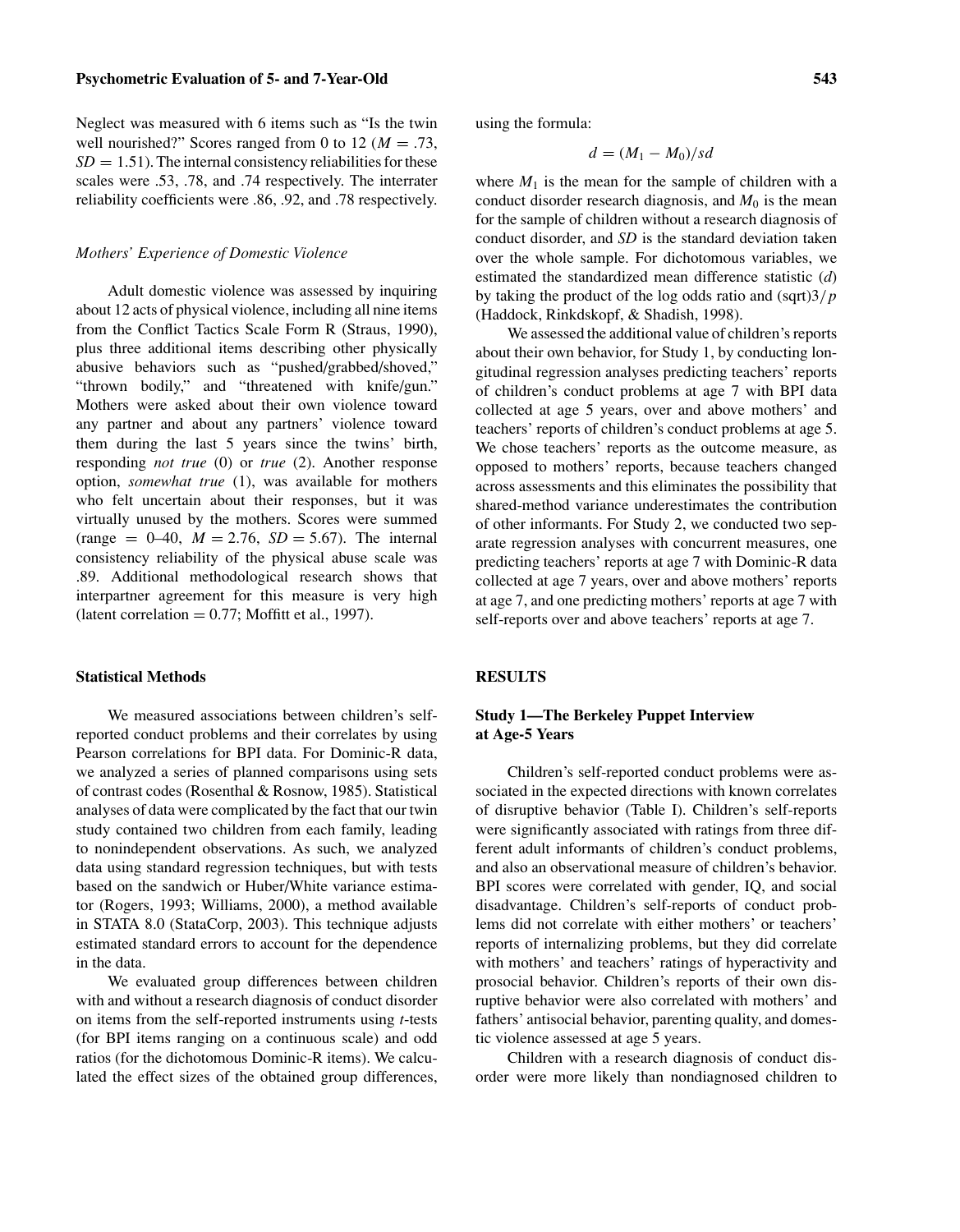Neglect was measured with 6 items such as "Is the twin well nourished?" Scores ranged from 0 to 12 ($M = .73$, $SD = 1.51$). The internal consistency reliabilities for these scales were .53, .78, and .74 respectively. The interrater reliability coefficients were .86, .92, and .78 respectively.

### *Mothers' Experience of Domestic Violence*

Adult domestic violence was assessed by inquiring about 12 acts of physical violence, including all nine items from the Conflict Tactics Scale Form R (Straus, 1990), plus three additional items describing other physically abusive behaviors such as "pushed/grabbed/shoved," "thrown bodily," and "threatened with knife/gun." Mothers were asked about their own violence toward any partner and about any partners' violence toward them during the last 5 years since the twins' birth, responding *not true* (0) or *true* (2). Another response option, *somewhat true* (1), was available for mothers who felt uncertain about their responses, but it was virtually unused by the mothers. Scores were summed (range = 0–40, $M = 2.76$, $SD = 5.67$). The internal consistency reliability of the physical abuse scale was .89. Additional methodological research shows that interpartner agreement for this measure is very high (latent correlation = 0.77; Moffitt et al., 1997).

## Statistical Methods

We measured associations between children's self-reported conduct problems and their correlates by using Pearson correlations for BPI data. For Dominic-R data, we analyzed a series of planned comparisons using sets of contrast codes (Rosenthal & Rosnow, 1985). Statistical analyses of data were complicated by the fact that our twin study contained two children from each family, leading to nonindependent observations. As such, we analyzed data using standard regression techniques, but with tests based on the sandwich or Huber/White variance estimator (Rogers, 1993; Williams, 2000), a method available in STATA 8.0 (StataCorp, 2003). This technique adjusts estimated standard errors to account for the dependence in the data.

We evaluated group differences between children with and without a research diagnosis of conduct disorder on items from the self-reported instruments using $t$-tests (for BPI items ranging on a continuous scale) and odd ratios (for the dichotomous Dominic-R items). We calculated the effect sizes of the obtained group differences, using the formula:

$$d = (M_1 - M_0)/sd$$

where $M_1$ is the mean for the sample of children with a conduct disorder research diagnosis, and $M_0$ is the mean for the sample of children without a research diagnosis of conduct disorder, and $SD$ is the standard deviation taken over the whole sample. For dichotomous variables, we estimated the standardized mean difference statistic ($d$) by taking the product of the log odds ratio and (sqrt)$3/p$ (Haddock, Rinkdskopf, & Shadish, 1998).

We assessed the additional value of children's reports about their own behavior, for Study 1, by conducting longitudinal regression analyses predicting teachers' reports of children's conduct problems at age 7 with BPI data collected at age 5 years, over and above mothers' and teachers' reports of children's conduct problems at age 5. We chose teachers' reports as the outcome measure, as opposed to mothers' reports, because teachers changed across assessments and this eliminates the possibility that shared-method variance underestimates the contribution of other informants. For Study 2, we conducted two separate regression analyses with concurrent measures, one predicting teachers' reports at age 7 with Dominic-R data collected at age 7 years, over and above mothers' reports at age 7, and one predicting mothers' reports at age 7 with self-reports over and above teachers' reports at age 7.

## RESULTS

### Study 1—The Berkeley Puppet Interview at Age-5 Years

Children's self-reported conduct problems were associated in the expected directions with known correlates of disruptive behavior (Table I). Children's self-reports were significantly associated with ratings from three different adult informants of children's conduct problems, and also an observational measure of children's behavior. BPI scores were correlated with gender, IQ, and social disadvantage. Children's self-reports of conduct problems did not correlate with either mothers' or teachers' reports of internalizing problems, but they did correlate with mothers' and teachers' ratings of hyperactivity and prosocial behavior. Children's reports of their own disruptive behavior were also correlated with mothers' and fathers' antisocial behavior, parenting quality, and domestic violence assessed at age 5 years.

Children with a research diagnosis of conduct disorder were more likely than nondiagnosed children to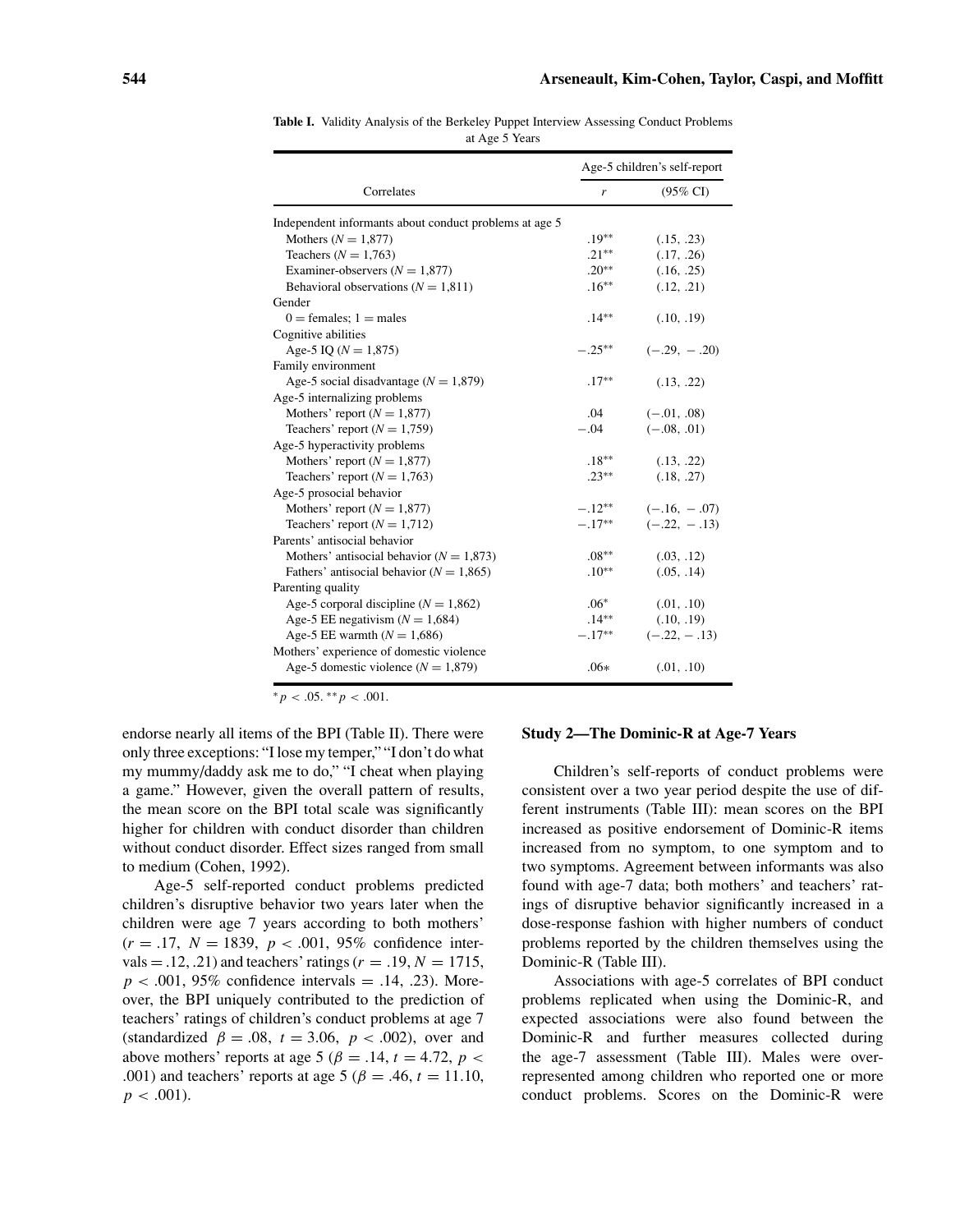**Table I.** Validity Analysis of the Berkeley Puppet Interview Assessing Conduct Problems at Age 5 Years

| Correlates | Age-5 children's self-report | |
|---|---|---|
| | $r$ | (95% CI) |
| Independent informants about conduct problems at age 5 | | |
| Mothers ($N = 1{,}877$) | .19** | (.15, .23) |
| Teachers ($N = 1{,}763$) | .21** | (.17, .26) |
| Examiner-observers ($N = 1{,}877$) | .20** | (.16, .25) |
| Behavioral observations ($N = 1{,}811$) | .16** | (.12, .21) |
| Gender | | |
| 0 = females; 1 = males | .14** | (.10, .19) |
| Cognitive abilities | | |
| Age-5 IQ ($N = 1{,}875$) | −.25** | (−.29, −.20) |
| Family environment | | |
| Age-5 social disadvantage ($N = 1{,}879$) | .17** | (.13, .22) |
| Age-5 internalizing problems | | |
| Mothers' report ($N = 1{,}877$) | .04 | (−.01, .08) |
| Teachers' report ($N = 1{,}759$) | −.04 | (−.08, .01) |
| Age-5 hyperactivity problems | | |
| Mothers' report ($N = 1{,}877$) | .18** | (.13, .22) |
| Teachers' report ($N = 1{,}763$) | .23** | (.18, .27) |
| Age-5 prosocial behavior | | |
| Mothers' report ($N = 1{,}877$) | −.12** | (−.16, −.07) |
| Teachers' report ($N = 1{,}712$) | −.17** | (−.22, −.13) |
| Parents' antisocial behavior | | |
| Mothers' antisocial behavior ($N = 1{,}873$) | .08** | (.03, .12) |
| Fathers' antisocial behavior ($N = 1{,}865$) | .10** | (.05, .14) |
| Parenting quality | | |
| Age-5 corporal discipline ($N = 1{,}862$) | .06* | (.01, .10) |
| Age-5 EE negativism ($N = 1{,}684$) | .14** | (.10, .19) |
| Age-5 EE warmth ($N = 1{,}686$) | −.17** | (−.22, −.13) |
| Mothers' experience of domestic violence | | |
| Age-5 domestic violence ($N = 1{,}879$) | .06* | (.01, .10) |

* $p < .05$. ** $p < .001$.

endorse nearly all items of the BPI (Table II). There were only three exceptions: "I lose my temper," "I don't do what my mummy/daddy ask me to do," "I cheat when playing a game." However, given the overall pattern of results, the mean score on the BPI total scale was significantly higher for children with conduct disorder than children without conduct disorder. Effect sizes ranged from small to medium (Cohen, 1992).

Age-5 self-reported conduct problems predicted children's disruptive behavior two years later when the children were age 7 years according to both mothers' ($r = .17$, $N = 1839$, $p < .001$, 95% confidence intervals = .12, .21) and teachers' ratings ($r = .19$, $N = 1715$, $p < .001$, 95% confidence intervals = .14, .23). Moreover, the BPI uniquely contributed to the prediction of teachers' ratings of children's conduct problems at age 7 (standardized $\beta = .08$, $t = 3.06$, $p < .002$), over and above mothers' reports at age 5 ($\beta = .14$, $t = 4.72$, $p < .001$) and teachers' reports at age 5 ($\beta = .46$, $t = 11.10$, $p < .001$).

### Study 2—The Dominic-R at Age-7 Years

Children's self-reports of conduct problems were consistent over a two year period despite the use of different instruments (Table III): mean scores on the BPI increased as positive endorsement of Dominic-R items increased from no symptom, to one symptom and to two symptoms. Agreement between informants was also found with age-7 data; both mothers' and teachers' ratings of disruptive behavior significantly increased in a dose-response fashion with higher numbers of conduct problems reported by the children themselves using the Dominic-R (Table III).

Associations with age-5 correlates of BPI conduct problems replicated when using the Dominic-R, and expected associations were also found between the Dominic-R and further measures collected during the age-7 assessment (Table III). Males were overrepresented among children who reported one or more conduct problems. Scores on the Dominic-R were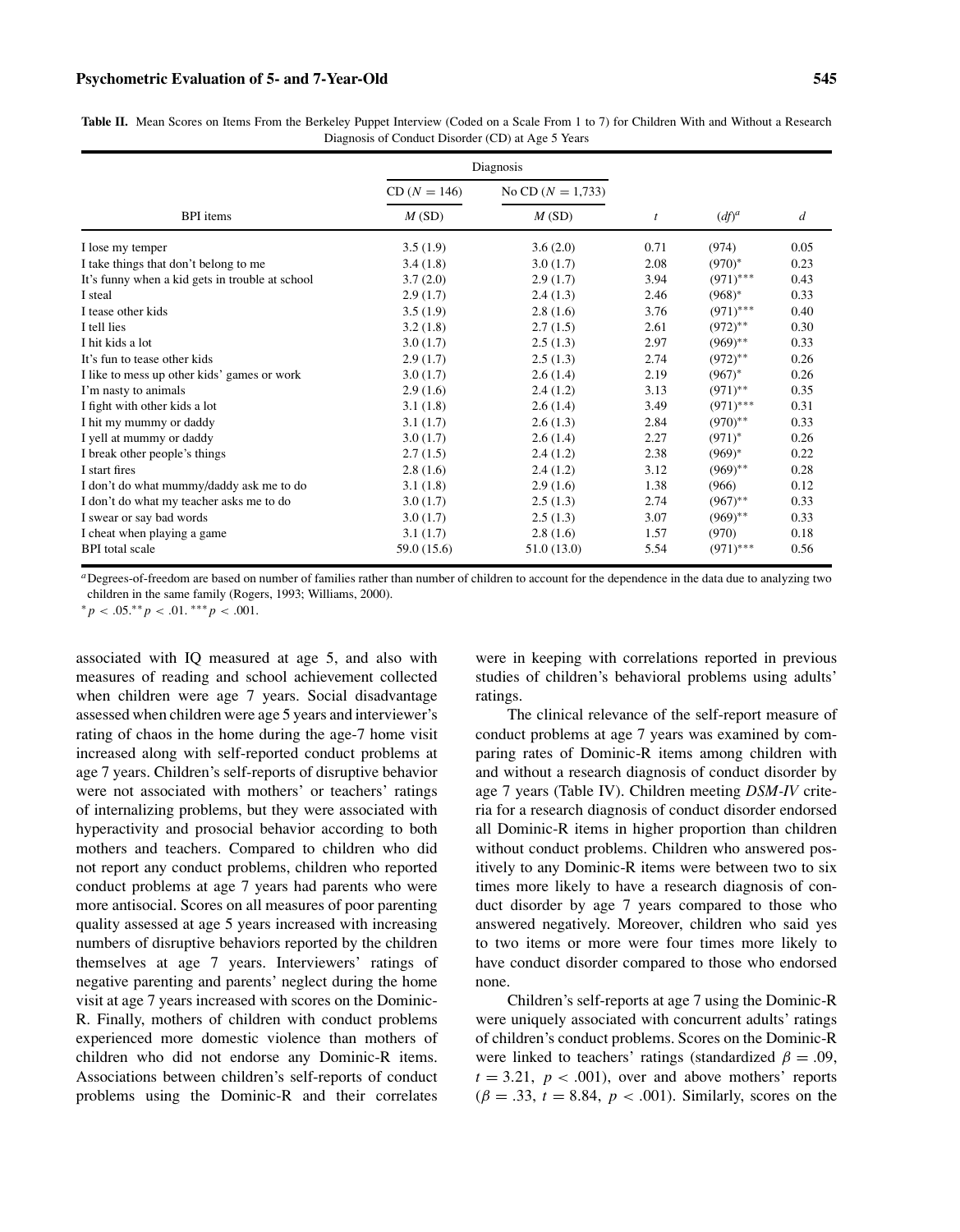**Table II.** Mean Scores on Items From the Berkeley Puppet Interview (Coded on a Scale From 1 to 7) for Children With and Without a Research Diagnosis of Conduct Disorder (CD) at Age 5 Years

| | Diagnosis | | | | |
|---|---|---|---|---|---|
| | CD ($N = 146$) | No CD ($N = 1,733$) | | | |
| BPI items | $M$ (SD) | $M$ (SD) | $t$ | $(df)^a$ | $d$ |
| I lose my temper | 3.5 (1.9) | 3.6 (2.0) | 0.71 | (974) | 0.05 |
| I take things that don't belong to me | 3.4 (1.8) | 3.0 (1.7) | 2.08 | $(970)^{*}$ | 0.23 |
| It's funny when a kid gets in trouble at school | 3.7 (2.0) | 2.9 (1.7) | 3.94 | $(971)^{***}$ | 0.43 |
| I steal | 2.9 (1.7) | 2.4 (1.3) | 2.46 | $(968)^{*}$ | 0.33 |
| I tease other kids | 3.5 (1.9) | 2.8 (1.6) | 3.76 | $(971)^{***}$ | 0.40 |
| I tell lies | 3.2 (1.8) | 2.7 (1.5) | 2.61 | $(972)^{**}$ | 0.30 |
| I hit kids a lot | 3.0 (1.7) | 2.5 (1.3) | 2.97 | $(969)^{**}$ | 0.33 |
| It's fun to tease other kids | 2.9 (1.7) | 2.5 (1.3) | 2.74 | $(972)^{**}$ | 0.26 |
| I like to mess up other kids' games or work | 3.0 (1.7) | 2.6 (1.4) | 2.19 | $(967)^{*}$ | 0.26 |
| I'm nasty to animals | 2.9 (1.6) | 2.4 (1.2) | 3.13 | $(971)^{**}$ | 0.35 |
| I fight with other kids a lot | 3.1 (1.8) | 2.6 (1.4) | 3.49 | $(971)^{***}$ | 0.31 |
| I hit my mummy or daddy | 3.1 (1.7) | 2.6 (1.3) | 2.84 | $(970)^{**}$ | 0.33 |
| I yell at mummy or daddy | 3.0 (1.7) | 2.6 (1.4) | 2.27 | $(971)^{*}$ | 0.26 |
| I break other people's things | 2.7 (1.5) | 2.4 (1.2) | 2.38 | $(969)^{*}$ | 0.22 |
| I start fires | 2.8 (1.6) | 2.4 (1.2) | 3.12 | $(969)^{**}$ | 0.28 |
| I don't do what mummy/daddy ask me to do | 3.1 (1.8) | 2.9 (1.6) | 1.38 | (966) | 0.12 |
| I don't do what my teacher asks me to do | 3.0 (1.7) | 2.5 (1.3) | 2.74 | $(967)^{**}$ | 0.33 |
| I swear or say bad words | 3.0 (1.7) | 2.5 (1.3) | 3.07 | $(969)^{**}$ | 0.33 |
| I cheat when playing a game | 3.1 (1.7) | 2.8 (1.6) | 1.57 | (970) | 0.18 |
| BPI total scale | 59.0 (15.6) | 51.0 (13.0) | 5.54 | $(971)^{***}$ | 0.56 |

[a] Degrees-of-freedom are based on number of families rather than number of children to account for the dependence in the data due to analyzing two children in the same family (Rogers, 1993; Williams, 2000).
$^{*}p < .05$. $^{**}p < .01$. $^{***}p < .001$.

associated with IQ measured at age 5, and also with measures of reading and school achievement collected when children were age 7 years. Social disadvantage assessed when children were age 5 years and interviewer's rating of chaos in the home during the age-7 home visit increased along with self-reported conduct problems at age 7 years. Children's self-reports of disruptive behavior were not associated with mothers' or teachers' ratings of internalizing problems, but they were associated with hyperactivity and prosocial behavior according to both mothers and teachers. Compared to children who did not report any conduct problems, children who reported conduct problems at age 7 years had parents who were more antisocial. Scores on all measures of poor parenting quality assessed at age 5 years increased with increasing numbers of disruptive behaviors reported by the children themselves at age 7 years. Interviewers' ratings of negative parenting and parents' neglect during the home visit at age 7 years increased with scores on the Dominic-R. Finally, mothers of children with conduct problems experienced more domestic violence than mothers of children who did not endorse any Dominic-R items. Associations between children's self-reports of conduct problems using the Dominic-R and their correlates were in keeping with correlations reported in previous studies of children's behavioral problems using adults' ratings.

The clinical relevance of the self-report measure of conduct problems at age 7 years was examined by comparing rates of Dominic-R items among children with and without a research diagnosis of conduct disorder by age 7 years (Table IV). Children meeting *DSM-IV* criteria for a research diagnosis of conduct disorder endorsed all Dominic-R items in higher proportion than children without conduct problems. Children who answered positively to any Dominic-R items were between two to six times more likely to have a research diagnosis of conduct disorder by age 7 years compared to those who answered negatively. Moreover, children who said yes to two items or more were four times more likely to have conduct disorder compared to those who endorsed none.

Children's self-reports at age 7 using the Dominic-R were uniquely associated with concurrent adults' ratings of children's conduct problems. Scores on the Dominic-R were linked to teachers' ratings (standardized $\beta = .09$, $t = 3.21$, $p < .001$), over and above mothers' reports ($\beta = .33$, $t = 8.84$, $p < .001$). Similarly, scores on the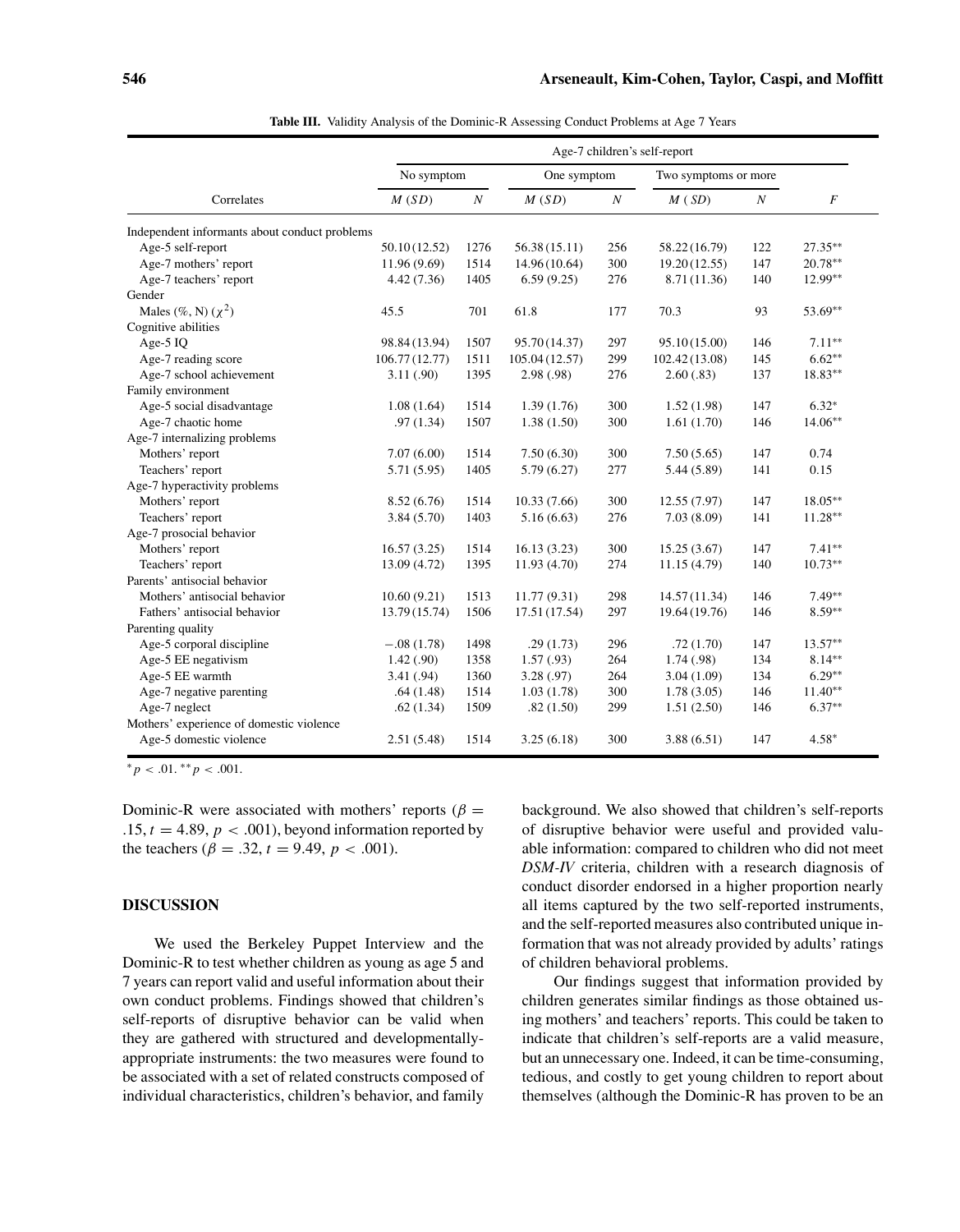**Table III.** Validity Analysis of the Dominic-R Assessing Conduct Problems at Age 7 Years

| Correlates | Age-7 children's self-report | | | | | | |
|---|---|---|---|---|---|---|---|
| | No symptom | | One symptom | | Two symptoms or more | | |
| | *M* (*SD*) | *N* | *M* (*SD*) | *N* | *M* (*SD*) | *N* | *F* |
| Independent informants about conduct problems | | | | | | | |
| Age-5 self-report | 50.10 (12.52) | 1276 | 56.38 (15.11) | 256 | 58.22 (16.79) | 122 | 27.35** |
| Age-7 mothers' report | 11.96 (9.69) | 1514 | 14.96 (10.64) | 300 | 19.20 (12.55) | 147 | 20.78** |
| Age-7 teachers' report | 4.42 (7.36) | 1405 | 6.59 (9.25) | 276 | 8.71 (11.36) | 140 | 12.99** |
| Gender | | | | | | | |
| Males (%, N) ($\chi^2$) | 45.5 | 701 | 61.8 | 177 | 70.3 | 93 | 53.69** |
| Cognitive abilities | | | | | | | |
| Age-5 IQ | 98.84 (13.94) | 1507 | 95.70 (14.37) | 297 | 95.10 (15.00) | 146 | 7.11** |
| Age-7 reading score | 106.77 (12.77) | 1511 | 105.04 (12.57) | 299 | 102.42 (13.08) | 145 | 6.62** |
| Age-7 school achievement | 3.11 (.90) | 1395 | 2.98 (.98) | 276 | 2.60 (.83) | 137 | 18.83** |
| Family environment | | | | | | | |
| Age-5 social disadvantage | 1.08 (1.64) | 1514 | 1.39 (1.76) | 300 | 1.52 (1.98) | 147 | 6.32* |
| Age-7 chaotic home | .97 (1.34) | 1507 | 1.38 (1.50) | 300 | 1.61 (1.70) | 146 | 14.06** |
| Age-7 internalizing problems | | | | | | | |
| Mothers' report | 7.07 (6.00) | 1514 | 7.50 (6.30) | 300 | 7.50 (5.65) | 147 | 0.74 |
| Teachers' report | 5.71 (5.95) | 1405 | 5.79 (6.27) | 277 | 5.44 (5.89) | 141 | 0.15 |
| Age-7 hyperactivity problems | | | | | | | |
| Mothers' report | 8.52 (6.76) | 1514 | 10.33 (7.66) | 300 | 12.55 (7.97) | 147 | 18.05** |
| Teachers' report | 3.84 (5.70) | 1403 | 5.16 (6.63) | 276 | 7.03 (8.09) | 141 | 11.28** |
| Age-7 prosocial behavior | | | | | | | |
| Mothers' report | 16.57 (3.25) | 1514 | 16.13 (3.23) | 300 | 15.25 (3.67) | 147 | 7.41** |
| Teachers' report | 13.09 (4.72) | 1395 | 11.93 (4.70) | 274 | 11.15 (4.79) | 140 | 10.73** |
| Parents' antisocial behavior | | | | | | | |
| Mothers' antisocial behavior | 10.60 (9.21) | 1513 | 11.77 (9.31) | 298 | 14.57 (11.34) | 146 | 7.49** |
| Fathers' antisocial behavior | 13.79 (15.74) | 1506 | 17.51 (17.54) | 297 | 19.64 (19.76) | 146 | 8.59** |
| Parenting quality | | | | | | | |
| Age-5 corporal discipline | −.08 (1.78) | 1498 | .29 (1.73) | 296 | .72 (1.70) | 147 | 13.57** |
| Age-5 EE negativism | 1.42 (.90) | 1358 | 1.57 (.93) | 264 | 1.74 (.98) | 134 | 8.14** |
| Age-5 EE warmth | 3.41 (.94) | 1360 | 3.28 (.97) | 264 | 3.04 (1.09) | 134 | 6.29** |
| Age-7 negative parenting | .64 (1.48) | 1514 | 1.03 (1.78) | 300 | 1.78 (3.05) | 146 | 11.40** |
| Age-7 neglect | .62 (1.34) | 1509 | .82 (1.50) | 299 | 1.51 (2.50) | 146 | 6.37** |
| Mothers' experience of domestic violence | | | | | | | |
| Age-5 domestic violence | 2.51 (5.48) | 1514 | 3.25 (6.18) | 300 | 3.88 (6.51) | 147 | 4.58* |

$^{*}p < .01$. $^{**}p < .001$.

Dominic-R were associated with mothers' reports ($\beta = .15$, $t = 4.89$, $p < .001$), beyond information reported by the teachers ($\beta = .32$, $t = 9.49$, $p < .001$).

## DISCUSSION

We used the Berkeley Puppet Interview and the Dominic-R to test whether children as young as age 5 and 7 years can report valid and useful information about their own conduct problems. Findings showed that children's self-reports of disruptive behavior can be valid when they are gathered with structured and developmentally-appropriate instruments: the two measures were found to be associated with a set of related constructs composed of individual characteristics, children's behavior, and family background. We also showed that children's self-reports of disruptive behavior were useful and provided valuable information: compared to children who did not meet *DSM-IV* criteria, children with a research diagnosis of conduct disorder endorsed in a higher proportion nearly all items captured by the two self-reported instruments, and the self-reported measures also contributed unique information that was not already provided by adults' ratings of children behavioral problems.

Our findings suggest that information provided by children generates similar findings as those obtained using mothers' and teachers' reports. This could be taken to indicate that children's self-reports are a valid measure, but an unnecessary one. Indeed, it can be time-consuming, tedious, and costly to get young children to report about themselves (although the Dominic-R has proven to be an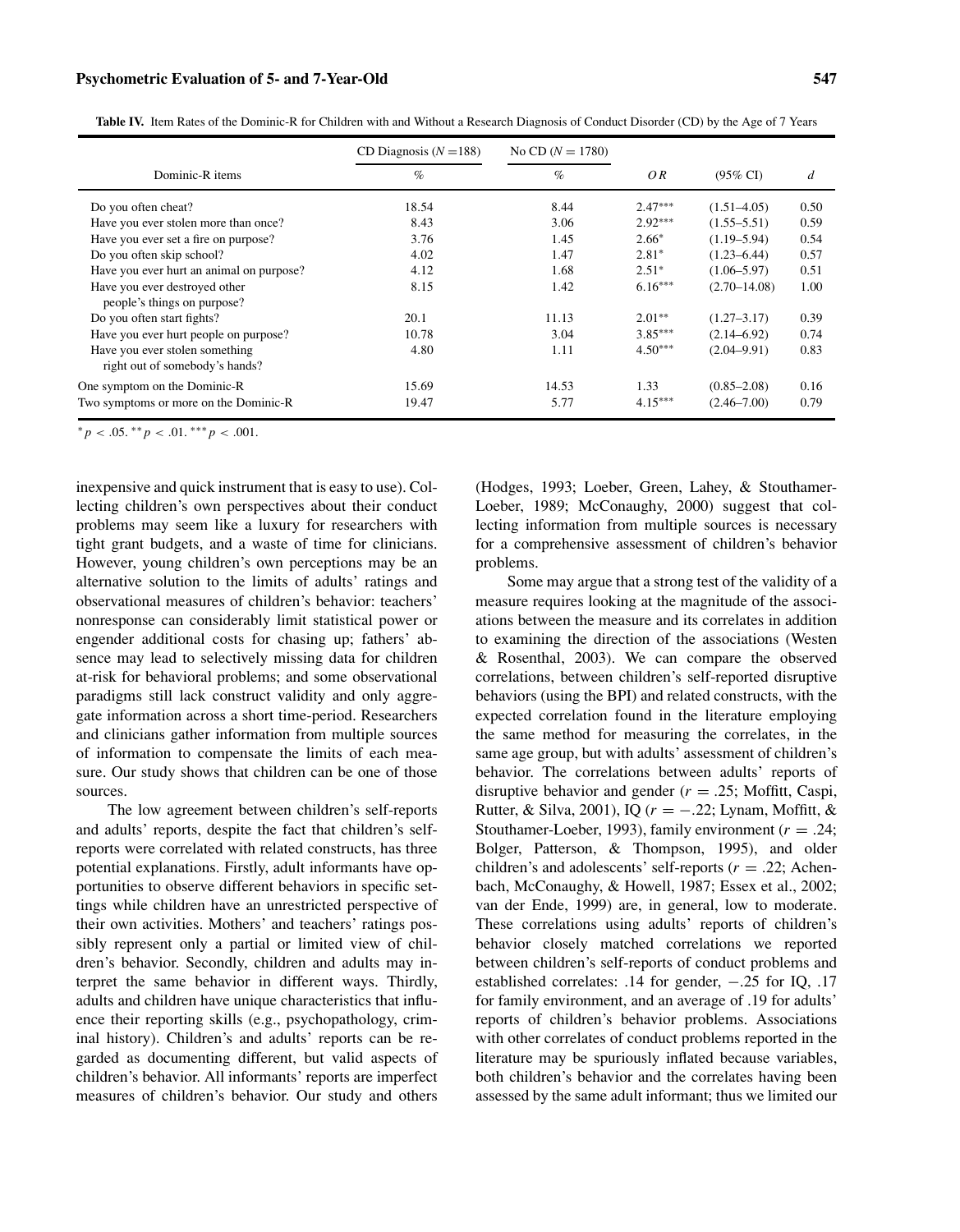**Table IV.** Item Rates of the Dominic-R for Children with and Without a Research Diagnosis of Conduct Disorder (CD) by the Age of 7 Years

| Dominic-R items | CD Diagnosis ($N = 188$) | No CD ($N = 1780$) | | | |
|---|---|---|---|---|---|
| | % | % | *OR* | (95% CI) | *d* |
| Do you often cheat? | 18.54 | 8.44 | 2.47*** | (1.51–4.05) | 0.50 |
| Have you ever stolen more than once? | 8.43 | 3.06 | 2.92*** | (1.55–5.51) | 0.59 |
| Have you ever set a fire on purpose? | 3.76 | 1.45 | 2.66* | (1.19–5.94) | 0.54 |
| Do you often skip school? | 4.02 | 1.47 | 2.81* | (1.23–6.44) | 0.57 |
| Have you ever hurt an animal on purpose? | 4.12 | 1.68 | 2.51* | (1.06–5.97) | 0.51 |
| Have you ever destroyed other people's things on purpose? | 8.15 | 1.42 | 6.16*** | (2.70–14.08) | 1.00 |
| Do you often start fights? | 20.1 | 11.13 | 2.01** | (1.27–3.17) | 0.39 |
| Have you ever hurt people on purpose? | 10.78 | 3.04 | 3.85*** | (2.14–6.92) | 0.74 |
| Have you ever stolen something right out of somebody's hands? | 4.80 | 1.11 | 4.50*** | (2.04–9.91) | 0.83 |
| One symptom on the Dominic-R | 15.69 | 14.53 | 1.33 | (0.85–2.08) | 0.16 |
| Two symptoms or more on the Dominic-R | 19.47 | 5.77 | 4.15*** | (2.46–7.00) | 0.79 |

*$p < .05$. **$p < .01$. ***$p < .001$.

inexpensive and quick instrument that is easy to use). Collecting children's own perspectives about their conduct problems may seem like a luxury for researchers with tight grant budgets, and a waste of time for clinicians. However, young children's own perceptions may be an alternative solution to the limits of adults' ratings and observational measures of children's behavior: teachers' nonresponse can considerably limit statistical power or engender additional costs for chasing up; fathers' absence may lead to selectively missing data for children at-risk for behavioral problems; and some observational paradigms still lack construct validity and only aggregate information across a short time-period. Researchers and clinicians gather information from multiple sources of information to compensate the limits of each measure. Our study shows that children can be one of those sources.

The low agreement between children's self-reports and adults' reports, despite the fact that children's self-reports were correlated with related constructs, has three potential explanations. Firstly, adult informants have opportunities to observe different behaviors in specific settings while children have an unrestricted perspective of their own activities. Mothers' and teachers' ratings possibly represent only a partial or limited view of children's behavior. Secondly, children and adults may interpret the same behavior in different ways. Thirdly, adults and children have unique characteristics that influence their reporting skills (e.g., psychopathology, criminal history). Children's and adults' reports can be regarded as documenting different, but valid aspects of children's behavior. All informants' reports are imperfect measures of children's behavior. Our study and others (Hodges, 1993; Loeber, Green, Lahey, & Stouthamer-Loeber, 1989; McConaughy, 2000) suggest that collecting information from multiple sources is necessary for a comprehensive assessment of children's behavior problems.

Some may argue that a strong test of the validity of a measure requires looking at the magnitude of the associations between the measure and its correlates in addition to examining the direction of the associations (Westen & Rosenthal, 2003). We can compare the observed correlations, between children's self-reported disruptive behaviors (using the BPI) and related constructs, with the expected correlation found in the literature employing the same method for measuring the correlates, in the same age group, but with adults' assessment of children's behavior. The correlations between adults' reports of disruptive behavior and gender ($r = .25$; Moffitt, Caspi, Rutter, & Silva, 2001), IQ ($r = -.22$; Lynam, Moffitt, & Stouthamer-Loeber, 1993), family environment ($r = .24$; Bolger, Patterson, & Thompson, 1995), and older children's and adolescents' self-reports ($r = .22$; Achenbach, McConaughy, & Howell, 1987; Essex et al., 2002; van der Ende, 1999) are, in general, low to moderate. These correlations using adults' reports of children's behavior closely matched correlations we reported between children's self-reports of conduct problems and established correlates: .14 for gender, −.25 for IQ, .17 for family environment, and an average of .19 for adults' reports of children's behavior problems. Associations with other correlates of conduct problems reported in the literature may be spuriously inflated because variables, both children's behavior and the correlates having been assessed by the same adult informant; thus we limited our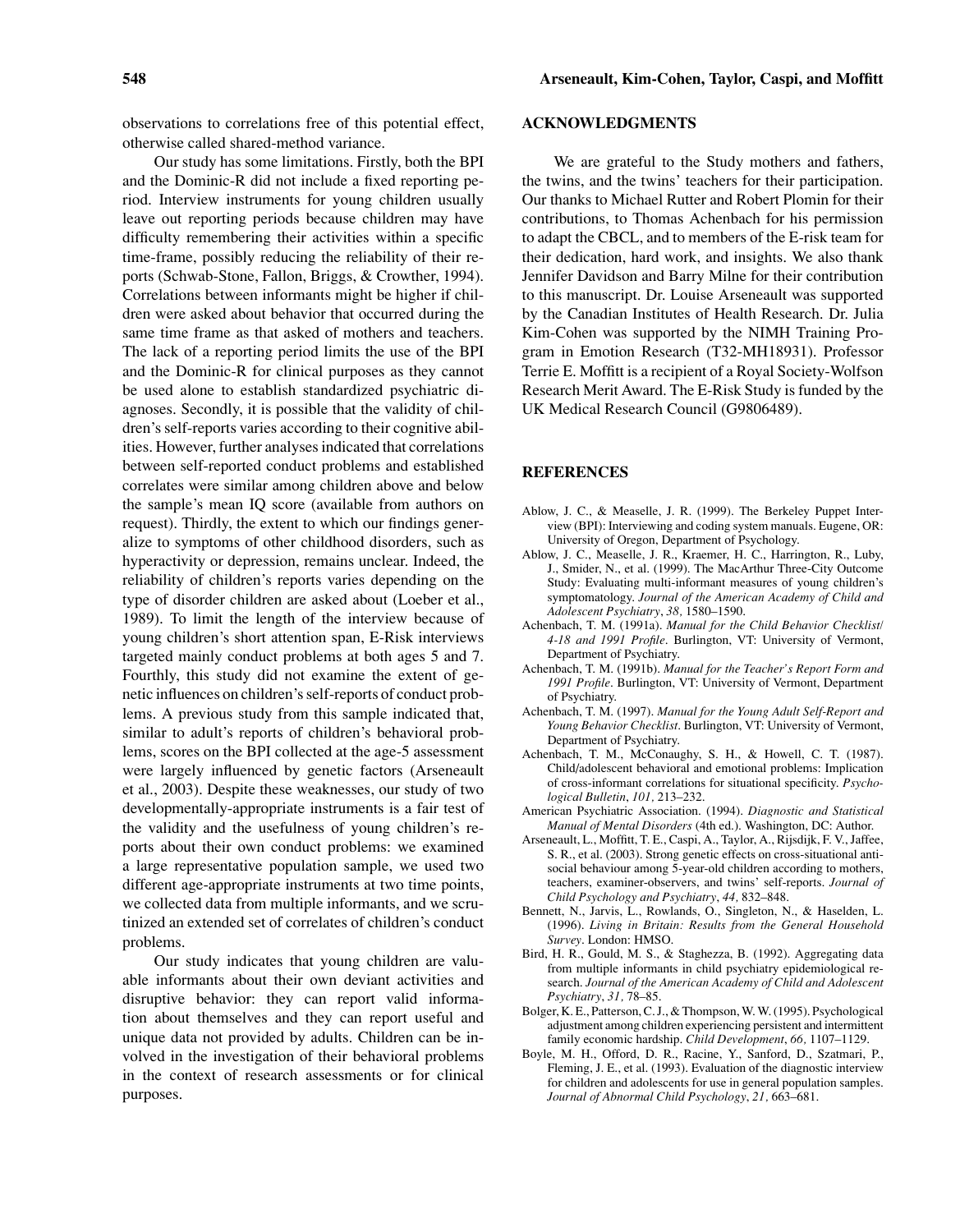observations to correlations free of this potential effect, otherwise called shared-method variance.

Our study has some limitations. Firstly, both the BPI and the Dominic-R did not include a fixed reporting period. Interview instruments for young children usually leave out reporting periods because children may have difficulty remembering their activities within a specific time-frame, possibly reducing the reliability of their reports (Schwab-Stone, Fallon, Briggs, & Crowther, 1994). Correlations between informants might be higher if children were asked about behavior that occurred during the same time frame as that asked of mothers and teachers. The lack of a reporting period limits the use of the BPI and the Dominic-R for clinical purposes as they cannot be used alone to establish standardized psychiatric diagnoses. Secondly, it is possible that the validity of children's self-reports varies according to their cognitive abilities. However, further analyses indicated that correlations between self-reported conduct problems and established correlates were similar among children above and below the sample's mean IQ score (available from authors on request). Thirdly, the extent to which our findings generalize to symptoms of other childhood disorders, such as hyperactivity or depression, remains unclear. Indeed, the reliability of children's reports varies depending on the type of disorder children are asked about (Loeber et al., 1989). To limit the length of the interview because of young children's short attention span, E-Risk interviews targeted mainly conduct problems at both ages 5 and 7. Fourthly, this study did not examine the extent of genetic influences on children's self-reports of conduct problems. A previous study from this sample indicated that, similar to adult's reports of children's behavioral problems, scores on the BPI collected at the age-5 assessment were largely influenced by genetic factors (Arseneault et al., 2003). Despite these weaknesses, our study of two developmentally-appropriate instruments is a fair test of the validity and the usefulness of young children's reports about their own conduct problems: we examined a large representative population sample, we used two different age-appropriate instruments at two time points, we collected data from multiple informants, and we scrutinized an extended set of correlates of children's conduct problems.

Our study indicates that young children are valuable informants about their own deviant activities and disruptive behavior: they can report valid information about themselves and they can report useful and unique data not provided by adults. Children can be involved in the investigation of their behavioral problems in the context of research assessments or for clinical purposes.

## ACKNOWLEDGMENTS

We are grateful to the Study mothers and fathers, the twins, and the twins' teachers for their participation. Our thanks to Michael Rutter and Robert Plomin for their contributions, to Thomas Achenbach for his permission to adapt the CBCL, and to members of the E-risk team for their dedication, hard work, and insights. We also thank Jennifer Davidson and Barry Milne for their contribution to this manuscript. Dr. Louise Arseneault was supported by the Canadian Institutes of Health Research. Dr. Julia Kim-Cohen was supported by the NIMH Training Program in Emotion Research (T32-MH18931). Professor Terrie E. Moffitt is a recipient of a Royal Society-Wolfson Research Merit Award. The E-Risk Study is funded by the UK Medical Research Council (G9806489).

## REFERENCES

Ablow, J. C., & Measelle, J. R. (1999). The Berkeley Puppet Interview (BPI): Interviewing and coding system manuals. Eugene, OR: University of Oregon, Department of Psychology.

Ablow, J. C., Measelle, J. R., Kraemer, H. C., Harrington, R., Luby, J., Smider, N., et al. (1999). The MacArthur Three-City Outcome Study: Evaluating multi-informant measures of young children's symptomatology. *Journal of the American Academy of Child and Adolescent Psychiatry*, *38,* 1580–1590.

Achenbach, T. M. (1991a). *Manual for the Child Behavior Checklist/ 4-18 and 1991 Profile*. Burlington, VT: University of Vermont, Department of Psychiatry.

Achenbach, T. M. (1991b). *Manual for the Teacher's Report Form and 1991 Profile*. Burlington, VT: University of Vermont, Department of Psychiatry.

Achenbach, T. M. (1997). *Manual for the Young Adult Self-Report and Young Behavior Checklist*. Burlington, VT: University of Vermont, Department of Psychiatry.

Achenbach, T. M., McConaughy, S. H., & Howell, C. T. (1987). Child/adolescent behavioral and emotional problems: Implication of cross-informant correlations for situational specificity. *Psychological Bulletin*, *101,* 213–232.

American Psychiatric Association. (1994). *Diagnostic and Statistical Manual of Mental Disorders* (4th ed.). Washington, DC: Author.

Arseneault, L., Moffitt, T. E., Caspi, A., Taylor, A., Rijsdijk, F. V., Jaffee, S. R., et al. (2003). Strong genetic effects on cross-situational antisocial behaviour among 5-year-old children according to mothers, teachers, examiner-observers, and twins' self-reports. *Journal of Child Psychology and Psychiatry*, *44,* 832–848.

Bennett, N., Jarvis, L., Rowlands, O., Singleton, N., & Haselden, L. (1996). *Living in Britain: Results from the General Household Survey*. London: HMSO.

Bird, H. R., Gould, M. S., & Staghezza, B. (1992). Aggregating data from multiple informants in child psychiatry epidemiological research. *Journal of the American Academy of Child and Adolescent Psychiatry*, *31,* 78–85.

Bolger, K. E., Patterson, C. J., & Thompson, W. W. (1995). Psychological adjustment among children experiencing persistent and intermittent family economic hardship. *Child Development*, *66,* 1107–1129.

Boyle, M. H., Offord, D. R., Racine, Y., Sanford, D., Szatmari, P., Fleming, J. E., et al. (1993). Evaluation of the diagnostic interview for children and adolescents for use in general population samples. *Journal of Abnormal Child Psychology*, *21,* 663–681.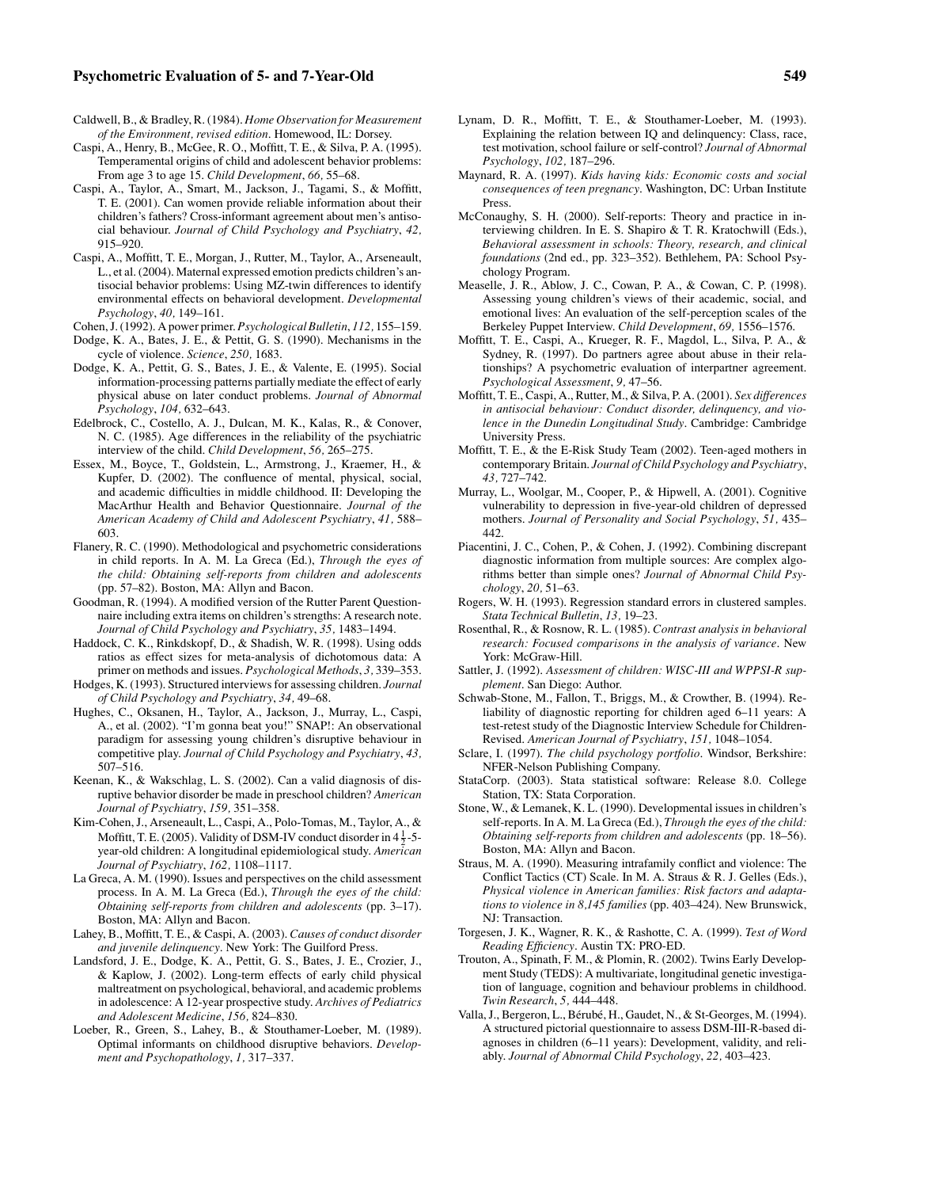Caldwell, B., & Bradley, R. (1984). *Home Observation for Measurement of the Environment, revised edition*. Homewood, IL: Dorsey.

Caspi, A., Henry, B., McGee, R. O., Moffitt, T. E., & Silva, P. A. (1995). Temperamental origins of child and adolescent behavior problems: From age 3 to age 15. *Child Development*, *66,* 55–68.

Caspi, A., Taylor, A., Smart, M., Jackson, J., Tagami, S., & Moffitt, T. E. (2001). Can women provide reliable information about their children's fathers? Cross-informant agreement about men's antisocial behaviour. *Journal of Child Psychology and Psychiatry*, *42,* 915–920.

Caspi, A., Moffitt, T. E., Morgan, J., Rutter, M., Taylor, A., Arseneault, L., et al. (2004). Maternal expressed emotion predicts children's antisocial behavior problems: Using MZ-twin differences to identify environmental effects on behavioral development. *Developmental Psychology*, *40,* 149–161.

Cohen, J. (1992). A power primer. *Psychological Bulletin*, *112,* 155–159.

Dodge, K. A., Bates, J. E., & Pettit, G. S. (1990). Mechanisms in the cycle of violence. *Science*, *250,* 1683.

Dodge, K. A., Pettit, G. S., Bates, J. E., & Valente, E. (1995). Social information-processing patterns partially mediate the effect of early physical abuse on later conduct problems. *Journal of Abnormal Psychology*, *104,* 632–643.

Edelbrock, C., Costello, A. J., Dulcan, M. K., Kalas, R., & Conover, N. C. (1985). Age differences in the reliability of the psychiatric interview of the child. *Child Development*, *56,* 265–275.

Essex, M., Boyce, T., Goldstein, L., Armstrong, J., Kraemer, H., & Kupfer, D. (2002). The confluence of mental, physical, social, and academic difficulties in middle childhood. II: Developing the MacArthur Health and Behavior Questionnaire. *Journal of the American Academy of Child and Adolescent Psychiatry*, *41,* 588–603.

Flanery, R. C. (1990). Methodological and psychometric considerations in child reports. In A. M. La Greca (Ed.), *Through the eyes of the child: Obtaining self-reports from children and adolescents* (pp. 57–82). Boston, MA: Allyn and Bacon.

Goodman, R. (1994). A modified version of the Rutter Parent Questionnaire including extra items on children's strengths: A research note. *Journal of Child Psychology and Psychiatry*, *35,* 1483–1494.

Haddock, C. K., Rinkdskopf, D., & Shadish, W. R. (1998). Using odds ratios as effect sizes for meta-analysis of dichotomous data: A primer on methods and issues. *Psychological Methods*, *3,* 339–353.

Hodges, K. (1993). Structured interviews for assessing children. *Journal of Child Psychology and Psychiatry*, *34,* 49–68.

Hughes, C., Oksanen, H., Taylor, A., Jackson, J., Murray, L., Caspi, A., et al. (2002). "I'm gonna beat you!" SNAP!: An observational paradigm for assessing young children's disruptive behaviour in competitive play. *Journal of Child Psychology and Psychiatry*, *43,* 507–516.

Keenan, K., & Wakschlag, L. S. (2002). Can a valid diagnosis of disruptive behavior disorder be made in preschool children? *American Journal of Psychiatry*, *159,* 351–358.

Kim-Cohen, J., Arseneault, L., Caspi, A., Polo-Tomas, M., Taylor, A., & Moffitt, T. E. (2005). Validity of DSM-IV conduct disorder in $4\frac{1}{2}$-5-year-old children: A longitudinal epidemiological study. *American Journal of Psychiatry*, *162,* 1108–1117.

La Greca, A. M. (1990). Issues and perspectives on the child assessment process. In A. M. La Greca (Ed.), *Through the eyes of the child: Obtaining self-reports from children and adolescents* (pp. 3–17). Boston, MA: Allyn and Bacon.

Lahey, B., Moffitt, T. E., & Caspi, A. (2003). *Causes of conduct disorder and juvenile delinquency*. New York: The Guilford Press.

Landsford, J. E., Dodge, K. A., Pettit, G. S., Bates, J. E., Crozier, J., & Kaplow, J. (2002). Long-term effects of early child physical maltreatment on psychological, behavioral, and academic problems in adolescence: A 12-year prospective study. *Archives of Pediatrics and Adolescent Medicine*, *156,* 824–830.

Loeber, R., Green, S., Lahey, B., & Stouthamer-Loeber, M. (1989). Optimal informants on childhood disruptive behaviors. *Development and Psychopathology*, *1,* 317–337.

Lynam, D. R., Moffitt, T. E., & Stouthamer-Loeber, M. (1993). Explaining the relation between IQ and delinquency: Class, race, test motivation, school failure or self-control? *Journal of Abnormal Psychology*, *102,* 187–296.

Maynard, R. A. (1997). *Kids having kids: Economic costs and social consequences of teen pregnancy*. Washington, DC: Urban Institute Press.

McConaughy, S. H. (2000). Self-reports: Theory and practice in interviewing children. In E. S. Shapiro & T. R. Kratochwill (Eds.), *Behavioral assessment in schools: Theory, research, and clinical foundations* (2nd ed., pp. 323–352). Bethlehem, PA: School Psychology Program.

Measelle, J. R., Ablow, J. C., Cowan, P. A., & Cowan, C. P. (1998). Assessing young children's views of their academic, social, and emotional lives: An evaluation of the self-perception scales of the Berkeley Puppet Interview. *Child Development*, *69,* 1556–1576.

Moffitt, T. E., Caspi, A., Krueger, R. F., Magdol, L., Silva, P. A., & Sydney, R. (1997). Do partners agree about abuse in their relationships? A psychometric evaluation of interpartner agreement. *Psychological Assessment*, *9,* 47–56.

Moffitt, T. E., Caspi, A., Rutter, M., & Silva, P. A. (2001). *Sex differences in antisocial behaviour: Conduct disorder, delinquency, and violence in the Dunedin Longitudinal Study*. Cambridge: Cambridge University Press.

Moffitt, T. E., & the E-Risk Study Team (2002). Teen-aged mothers in contemporary Britain. *Journal of Child Psychology and Psychiatry*, *43,* 727–742.

Murray, L., Woolgar, M., Cooper, P., & Hipwell, A. (2001). Cognitive vulnerability to depression in five-year-old children of depressed mothers. *Journal of Personality and Social Psychology*, *51,* 435–442.

Piacentini, J. C., Cohen, P., & Cohen, J. (1992). Combining discrepant diagnostic information from multiple sources: Are complex algorithms better than simple ones? *Journal of Abnormal Child Psychology*, *20,* 51–63.

Rogers, W. H. (1993). Regression standard errors in clustered samples. *Stata Technical Bulletin*, *13,* 19–23.

Rosenthal, R., & Rosnow, R. L. (1985). *Contrast analysis in behavioral research: Focused comparisons in the analysis of variance*. New York: McGraw-Hill.

Sattler, J. (1992). *Assessment of children: WISC-III and WPPSI-R supplement*. San Diego: Author.

Schwab-Stone, M., Fallon, T., Briggs, M., & Crowther, B. (1994). Reliability of diagnostic reporting for children aged 6–11 years: A test-retest study of the Diagnostic Interview Schedule for Children-Revised. *American Journal of Psychiatry*, *151,* 1048–1054.

Sclare, I. (1997). *The child psychology portfolio*. Windsor, Berkshire: NFER-Nelson Publishing Company.

StataCorp. (2003). Stata statistical software: Release 8.0. College Station, TX: Stata Corporation.

Stone, W., & Lemanek, K. L. (1990). Developmental issues in children's self-reports. In A. M. La Greca (Ed.), *Through the eyes of the child: Obtaining self-reports from children and adolescents* (pp. 18–56). Boston, MA: Allyn and Bacon.

Straus, M. A. (1990). Measuring intrafamily conflict and violence: The Conflict Tactics (CT) Scale. In M. A. Straus & R. J. Gelles (Eds.), *Physical violence in American families: Risk factors and adaptations to violence in 8,145 families* (pp. 403–424). New Brunswick, NJ: Transaction.

Torgesen, J. K., Wagner, R. K., & Rashotte, C. A. (1999). *Test of Word Reading Efficiency*. Austin TX: PRO-ED.

Trouton, A., Spinath, F. M., & Plomin, R. (2002). Twins Early Development Study (TEDS): A multivariate, longitudinal genetic investigation of language, cognition and behaviour problems in childhood. *Twin Research*, *5,* 444–448.

Valla, J., Bergeron, L., Bérubé, H., Gaudet, N., & St-Georges, M. (1994). A structured pictorial questionnaire to assess DSM-III-R-based diagnoses in children (6–11 years): Development, validity, and reliably. *Journal of Abnormal Child Psychology*, *22,* 403–423.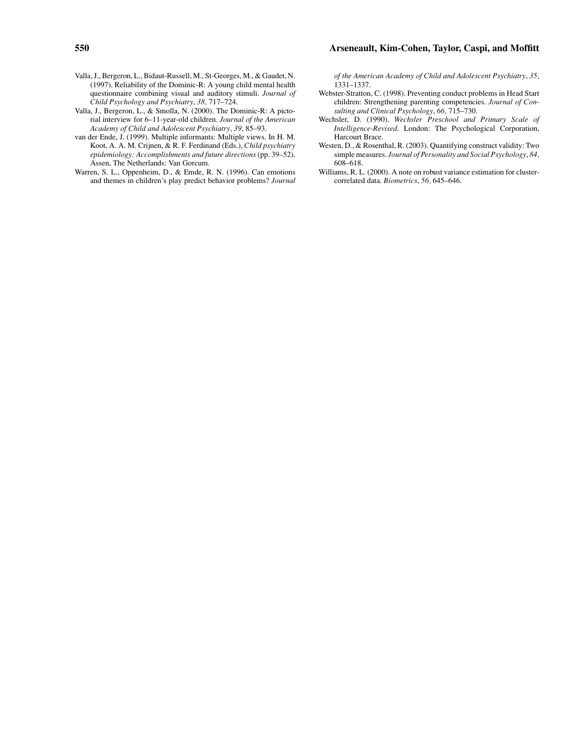Valla, J., Bergeron, L., Bidaut-Russell, M., St-Georges, M., & Gaudet, N. (1997). Reliability of the Dominic-R: A young child mental health questionnaire combining visual and auditory stimuli. *Journal of Child Psychology and Psychiatry*, *38,* 717–724.

Valla, J., Bergeron, L., & Smolla, N. (2000). The Dominic-R: A pictorial interview for 6–11-year-old children. *Journal of the American Academy of Child and Adolescent Psychiatry*, *39,* 85–93.

van der Ende, J. (1999). Multiple informants: Multiple views. In H. M. Koot, A. A. M. Crijnen, & R. F. Ferdinand (Eds.), *Child psychiatry epidemiology: Accomplishments and future directions* (pp. 39–52). Assen, The Netherlands: Van Gorcum.

Warren, S. L., Oppenheim, D., & Emde, R. N. (1996). Can emotions and themes in children's play predict behavior problems? *Journal of the American Academy of Child and Adolescent Psychiatry*, *35,* 1331–1337.

Webster-Stratton, C. (1998). Preventing conduct problems in Head Start children: Strengthening parenting competencies. *Journal of Consulting and Clinical Psychology*, *66,* 715–730.

Wechsler, D. (1990). *Wechsler Preschool and Primary Scale of Intelligence-Revised*. London: The Psychological Corporation, Harcourt Brace.

Westen, D., & Rosenthal, R. (2003). Quantifying construct validity: Two simple measures. *Journal of Personality and Social Psychology*, *84,* 608–618.

Williams, R. L. (2000). A note on robust variance estimation for cluster-correlated data. *Biometrics*, *56,* 645–646.